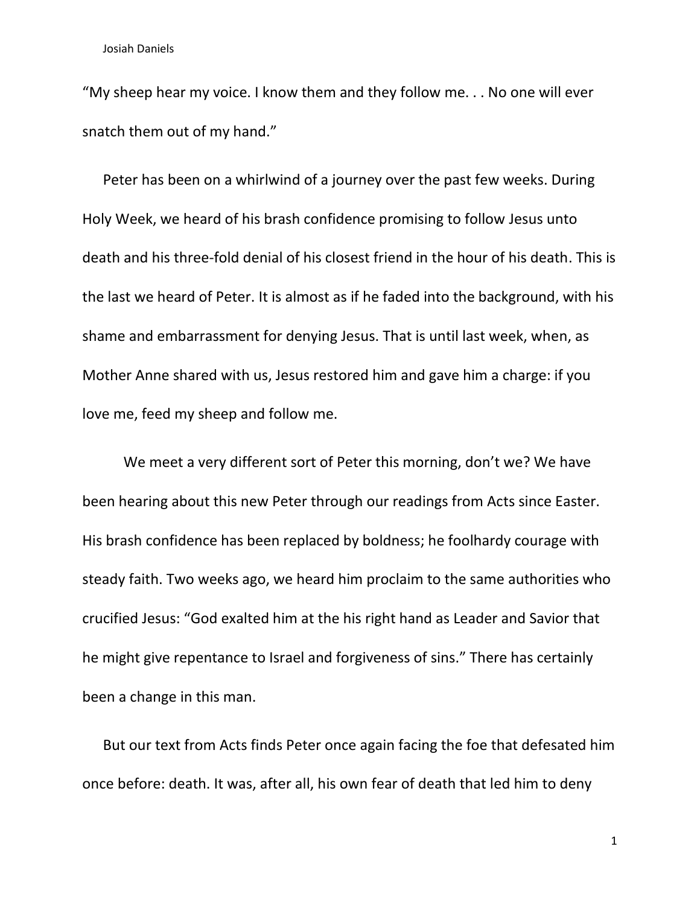“My sheep hear my voice. I know them and they follow me. . . No one will ever snatch them out of my hand.”

Peter has been on a whirlwind of a journey over the past few weeks. During Holy Week, we heard of his brash confidence promising to follow Jesus unto death and his three-fold denial of his closest friend in the hour of his death. This is the last we heard of Peter. It is almost as if he faded into the background, with his shame and embarrassment for denying Jesus. That is until last week, when, as Mother Anne shared with us, Jesus restored him and gave him a charge: if you love me, feed my sheep and follow me.

We meet a very different sort of Peter this morning, don’t we? We have been hearing about this new Peter through our readings from Acts since Easter. His brash confidence has been replaced by boldness; he foolhardy courage with steady faith. Two weeks ago, we heard him proclaim to the same authorities who crucified Jesus: “God exalted him at the his right hand as Leader and Savior that he might give repentance to Israel and forgiveness of sins.” There has certainly been a change in this man.

But our text from Acts finds Peter once again facing the foe that defesated him once before: death. It was, after all, his own fear of death that led him to deny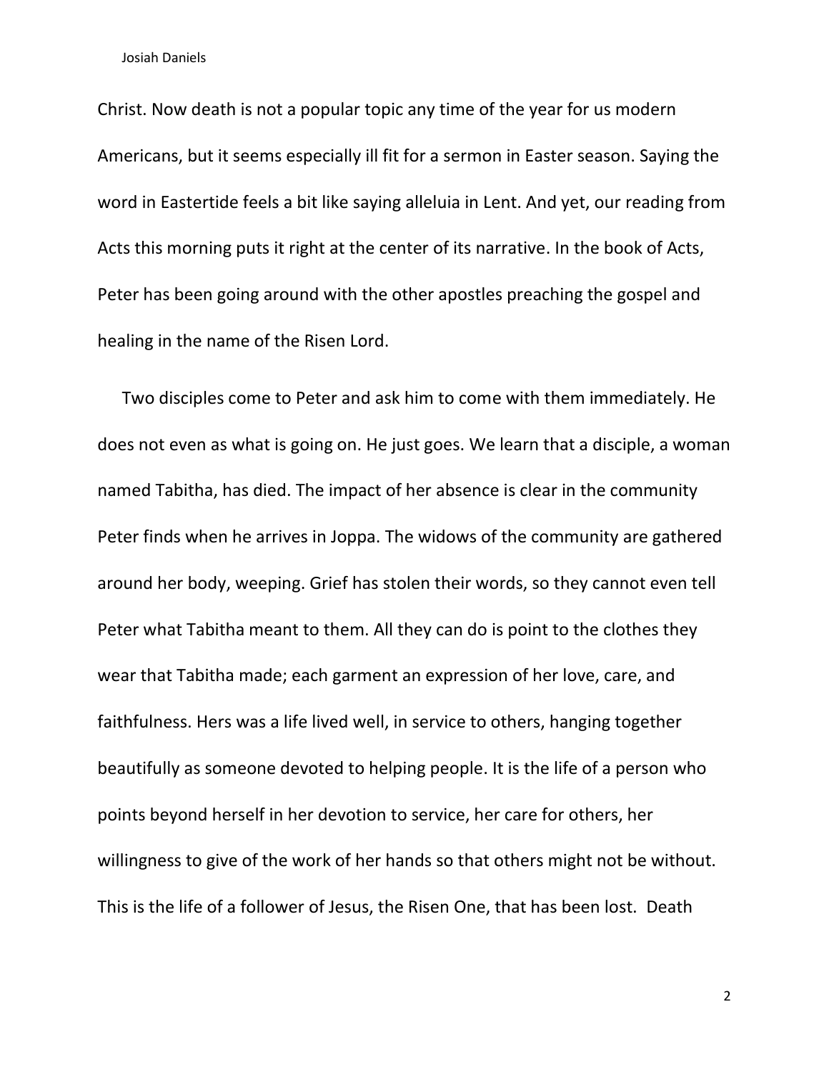Christ. Now death is not a popular topic any time of the year for us modern Americans, but it seems especially ill fit for a sermon in Easter season. Saying the word in Eastertide feels a bit like saying alleluia in Lent. And yet, our reading from Acts this morning puts it right at the center of its narrative. In the book of Acts, Peter has been going around with the other apostles preaching the gospel and healing in the name of the Risen Lord.

Two disciples come to Peter and ask him to come with them immediately. He does not even as what is going on. He just goes. We learn that a disciple, a woman named Tabitha, has died. The impact of her absence is clear in the community Peter finds when he arrives in Joppa. The widows of the community are gathered around her body, weeping. Grief has stolen their words, so they cannot even tell Peter what Tabitha meant to them. All they can do is point to the clothes they wear that Tabitha made; each garment an expression of her love, care, and faithfulness. Hers was a life lived well, in service to others, hanging together beautifully as someone devoted to helping people. It is the life of a person who points beyond herself in her devotion to service, her care for others, her willingness to give of the work of her hands so that others might not be without. This is the life of a follower of Jesus, the Risen One, that has been lost. Death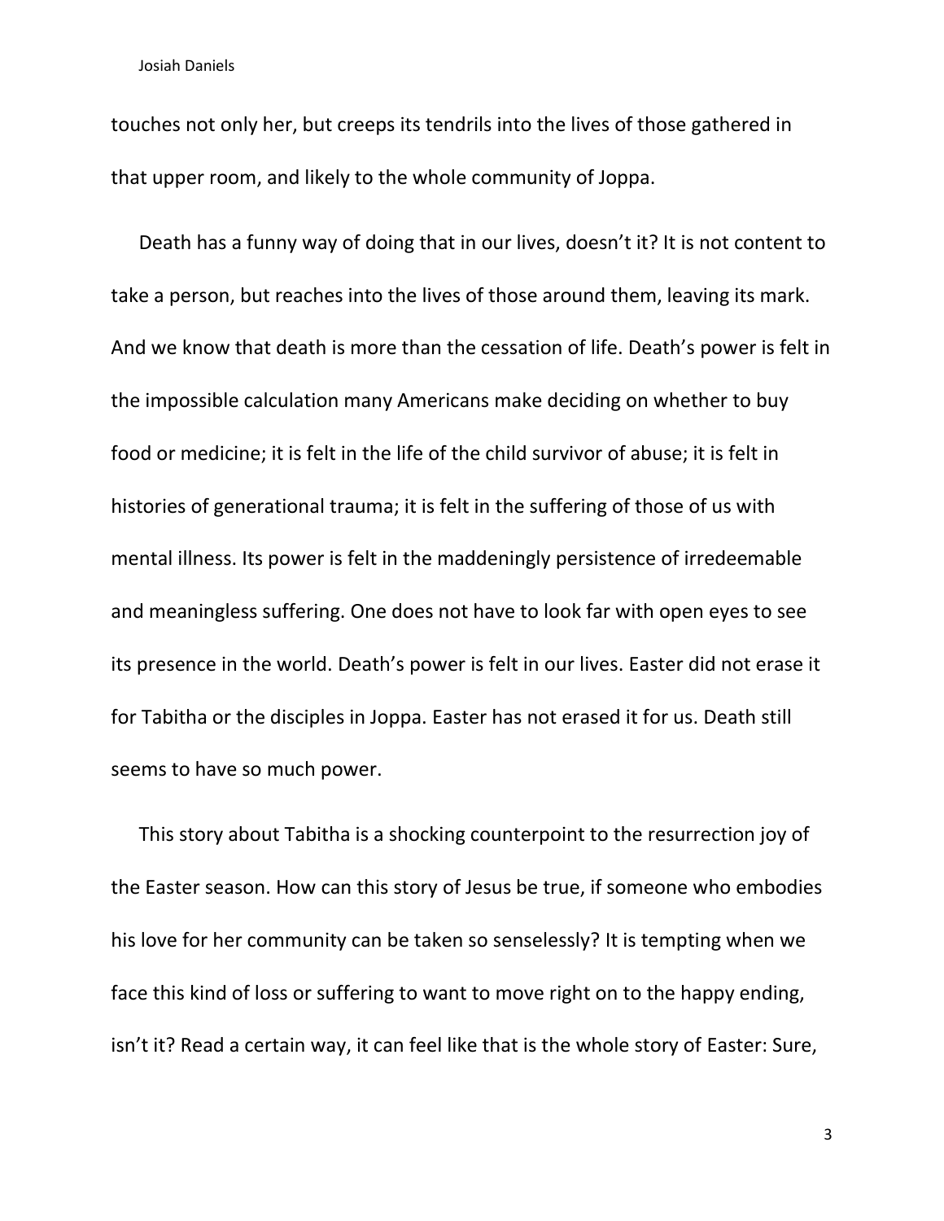touches not only her, but creeps its tendrils into the lives of those gathered in that upper room, and likely to the whole community of Joppa.

Death has a funny way of doing that in our lives, doesn't it? It is not content to take a person, but reaches into the lives of those around them, leaving its mark. And we know that death is more than the cessation of life. Death's power is felt in the impossible calculation many Americans make deciding on whether to buy food or medicine; it is felt in the life of the child survivor of abuse; it is felt in histories of generational trauma; it is felt in the suffering of those of us with mental illness. Its power is felt in the maddeningly persistence of irredeemable and meaningless suffering. One does not have to look far with open eyes to see its presence in the world. Death's power is felt in our lives. Easter did not erase it for Tabitha or the disciples in Joppa. Easter has not erased it for us. Death still seems to have so much power.

This story about Tabitha is a shocking counterpoint to the resurrection joy of the Easter season. How can this story of Jesus be true, if someone who embodies his love for her community can be taken so senselessly? It is tempting when we face this kind of loss or suffering to want to move right on to the happy ending, isn't it? Read a certain way, it can feel like that is the whole story of Easter: Sure,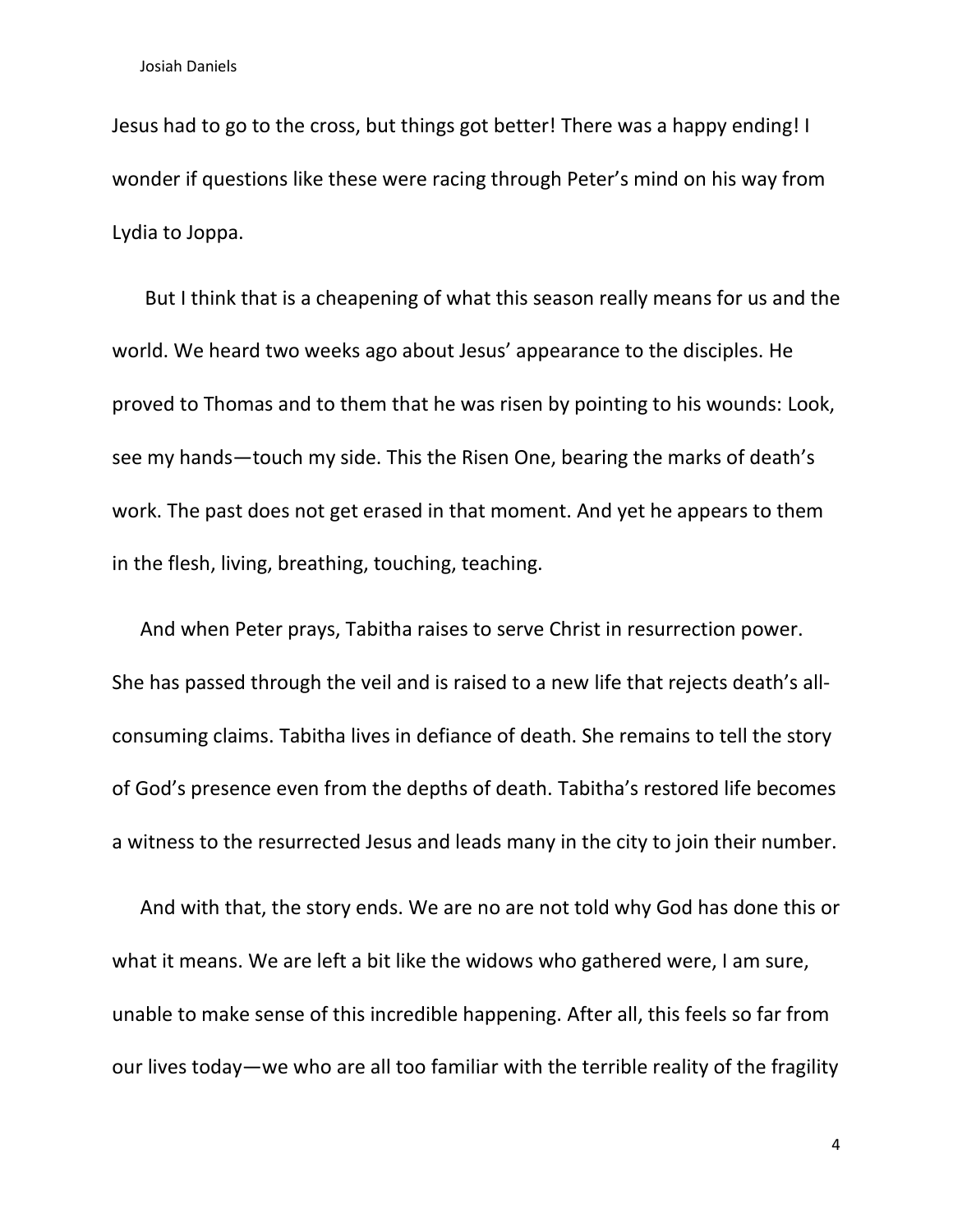Jesus had to go to the cross, but things got better! There was a happy ending! I wonder if questions like these were racing through Peter's mind on his way from Lydia to Joppa.

But I think that is a cheapening of what this season really means for us and the world. We heard two weeks ago about Jesus' appearance to the disciples. He proved to Thomas and to them that he was risen by pointing to his wounds: Look, see my hands—touch my side. This the Risen One, bearing the marks of death's work. The past does not get erased in that moment. And yet he appears to them in the flesh, living, breathing, touching, teaching.

And when Peter prays, Tabitha raises to serve Christ in resurrection power. She has passed through the veil and is raised to a new life that rejects death's all-consuming claims. Tabitha lives in defiance of death. She remains to tell the story of God's presence even from the depths of death. Tabitha's restored life becomes a witness to the resurrected Jesus and leads many in the city to join their number.

And with that, the story ends. We are no are not told why God has done this or what it means. We are left a bit like the widows who gathered were, I am sure, unable to make sense of this incredible happening. After all, this feels so far from our lives today—we who are all too familiar with the terrible reality of the fragility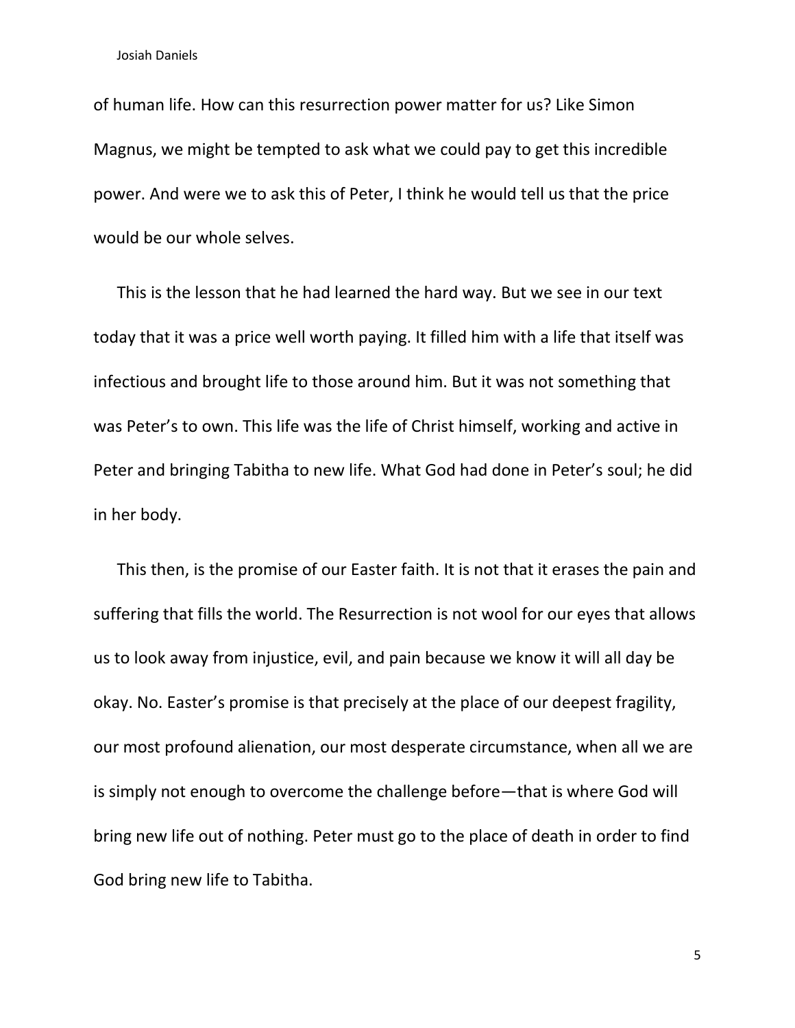of human life. How can this resurrection power matter for us? Like Simon Magnus, we might be tempted to ask what we could pay to get this incredible power. And were we to ask this of Peter, I think he would tell us that the price would be our whole selves.

This is the lesson that he had learned the hard way. But we see in our text today that it was a price well worth paying. It filled him with a life that itself was infectious and brought life to those around him. But it was not something that was Peter's to own. This life was the life of Christ himself, working and active in Peter and bringing Tabitha to new life. What God had done in Peter's soul; he did in her body.

This then, is the promise of our Easter faith. It is not that it erases the pain and suffering that fills the world. The Resurrection is not wool for our eyes that allows us to look away from injustice, evil, and pain because we know it will all day be okay. No. Easter's promise is that precisely at the place of our deepest fragility, our most profound alienation, our most desperate circumstance, when all we are is simply not enough to overcome the challenge before—that is where God will bring new life out of nothing. Peter must go to the place of death in order to find God bring new life to Tabitha.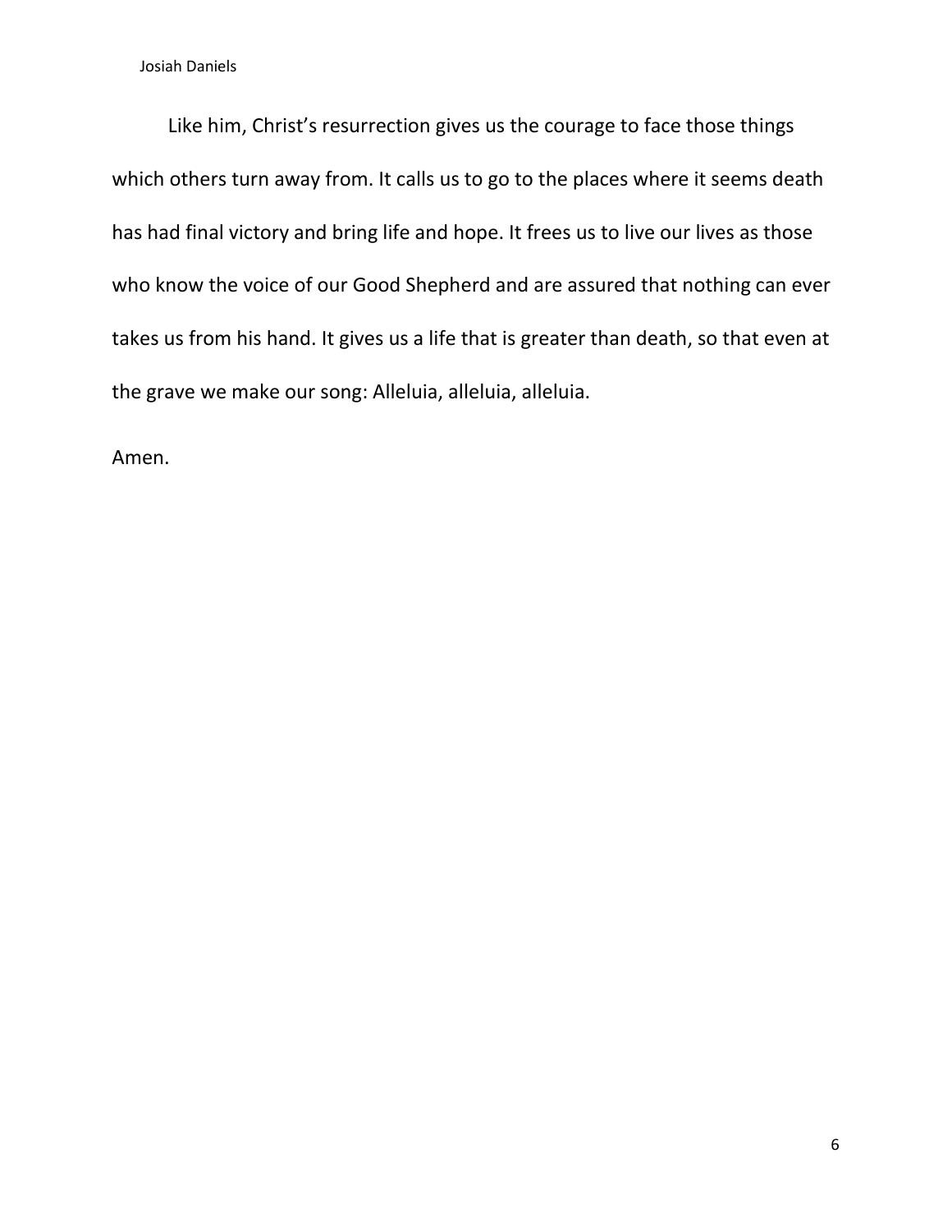Like him, Christ's resurrection gives us the courage to face those things which others turn away from. It calls us to go to the places where it seems death has had final victory and bring life and hope. It frees us to live our lives as those who know the voice of our Good Shepherd and are assured that nothing can ever takes us from his hand. It gives us a life that is greater than death, so that even at the grave we make our song: Alleluia, alleluia, alleluia.

Amen.